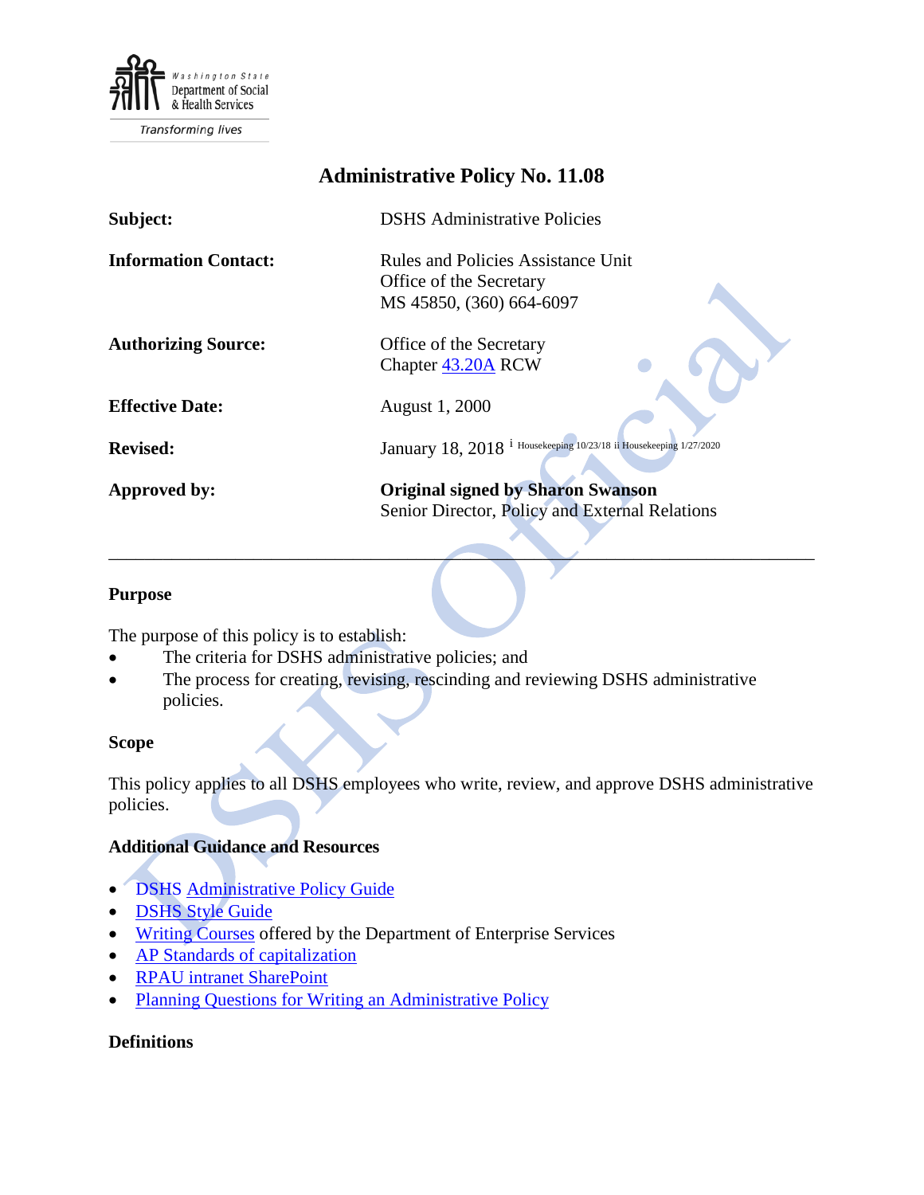Washington State Department of Social & Health Services

Transforming lives

# Administrative Policy No. 11.08

| | |
|---|---|
| **Subject:** | DSHS Administrative Policies |
| **Information Contact:** | Rules and Policies Assistance Unit<br>Office of the Secretary<br>MS 45850, (360) 664-6097 |
| **Authorizing Source:** | Office of the Secretary<br>Chapter [43.20A](43.20A) RCW |
| **Effective Date:** | August 1, 2000 |
| **Revised:** | January 18, 2018 [i] Housekeeping 10/23/18 [ii] Housekeeping 1/27/2020 |
| **Approved by:** | **Original signed by Sharon Swanson**<br>Senior Director, Policy and External Relations |

---

## Purpose

The purpose of this policy is to establish:

- The criteria for DSHS administrative policies; and
- The process for creating, revising, rescinding and reviewing DSHS administrative policies.

## Scope

This policy applies to all DSHS employees who write, review, and approve DSHS administrative policies.

## Additional Guidance and Resources

- DSHS Administrative Policy Guide
- DSHS Style Guide
- Writing Courses offered by the Department of Enterprise Services
- AP Standards of capitalization
- RPAU intranet SharePoint
- Planning Questions for Writing an Administrative Policy

## Definitions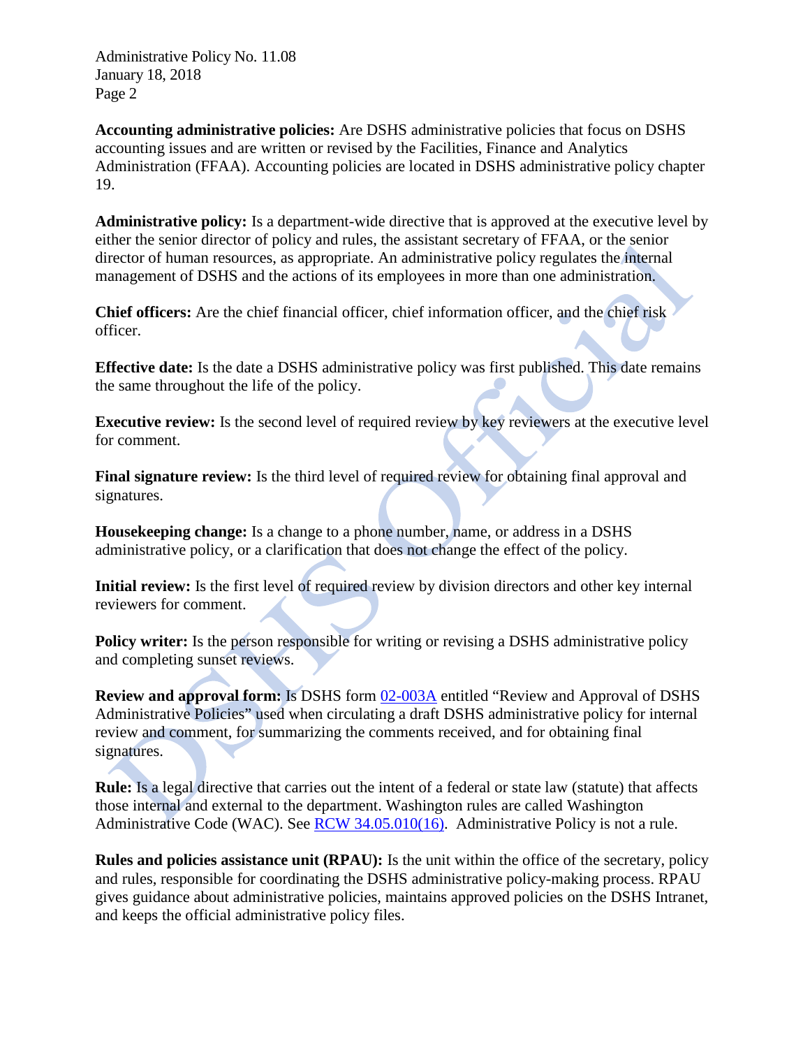**Accounting administrative policies:** Are DSHS administrative policies that focus on DSHS accounting issues and are written or revised by the Facilities, Finance and Analytics Administration (FFAA). Accounting policies are located in DSHS administrative policy chapter 19.

**Administrative policy:** Is a department-wide directive that is approved at the executive level by either the senior director of policy and rules, the assistant secretary of FFAA, or the senior director of human resources, as appropriate. An administrative policy regulates the internal management of DSHS and the actions of its employees in more than one administration.

**Chief officers:** Are the chief financial officer, chief information officer, and the chief risk officer.

**Effective date:** Is the date a DSHS administrative policy was first published. This date remains the same throughout the life of the policy.

**Executive review:** Is the second level of required review by key reviewers at the executive level for comment.

**Final signature review:** Is the third level of required review for obtaining final approval and signatures.

**Housekeeping change:** Is a change to a phone number, name, or address in a DSHS administrative policy, or a clarification that does not change the effect of the policy.

**Initial review:** Is the first level of required review by division directors and other key internal reviewers for comment.

**Policy writer:** Is the person responsible for writing or revising a DSHS administrative policy and completing sunset reviews.

**Review and approval form:** Is DSHS form 02-003A entitled "Review and Approval of DSHS Administrative Policies" used when circulating a draft DSHS administrative policy for internal review and comment, for summarizing the comments received, and for obtaining final signatures.

**Rule:** Is a legal directive that carries out the intent of a federal or state law (statute) that affects those internal and external to the department. Washington rules are called Washington Administrative Code (WAC). See RCW 34.05.010(16). Administrative Policy is not a rule.

**Rules and policies assistance unit (RPAU):** Is the unit within the office of the secretary, policy and rules, responsible for coordinating the DSHS administrative policy-making process. RPAU gives guidance about administrative policies, maintains approved policies on the DSHS Intranet, and keeps the official administrative policy files.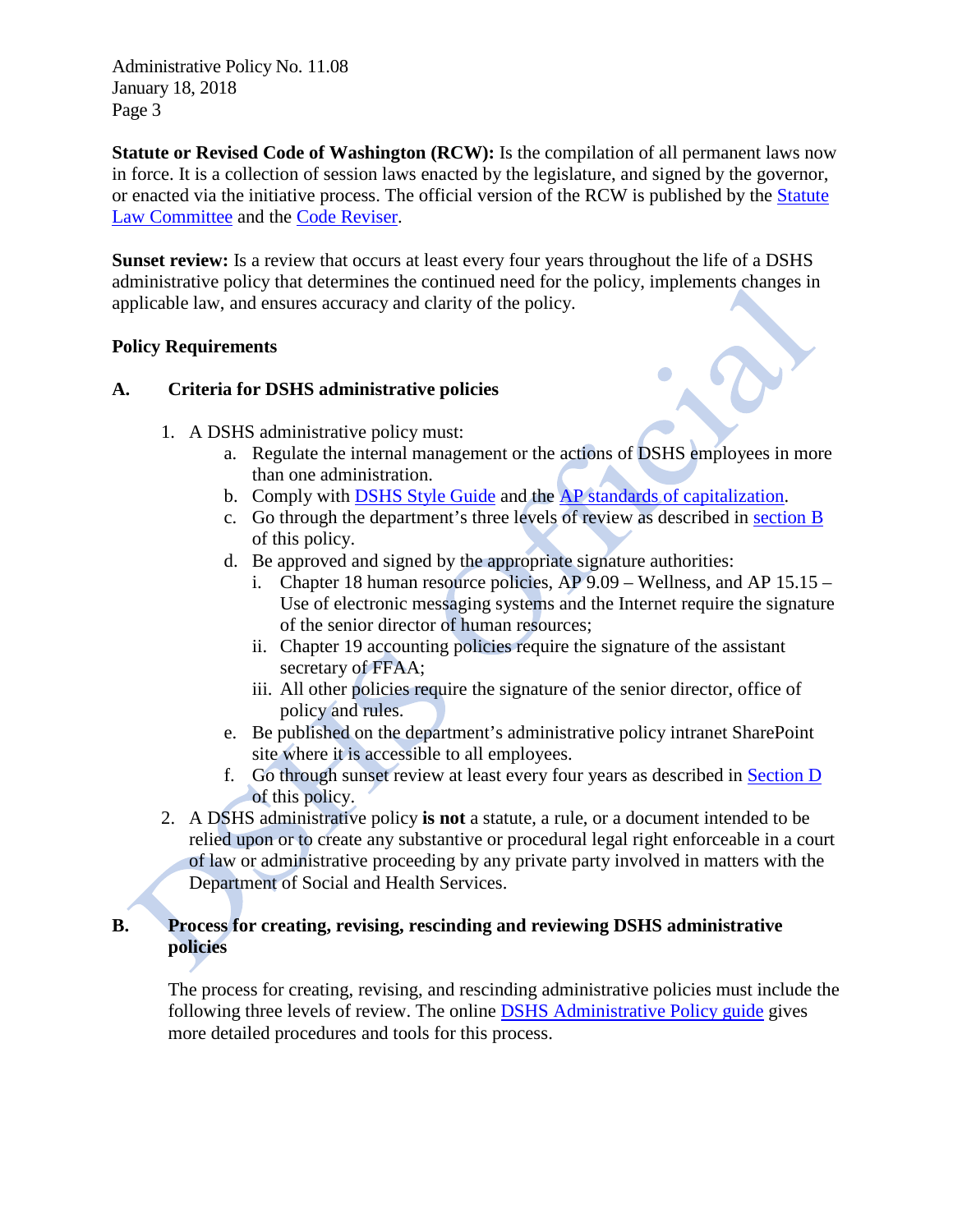**Statute or Revised Code of Washington (RCW):** Is the compilation of all permanent laws now in force. It is a collection of session laws enacted by the legislature, and signed by the governor, or enacted via the initiative process. The official version of the RCW is published by the Statute Law Committee and the Code Reviser.

**Sunset review:** Is a review that occurs at least every four years throughout the life of a DSHS administrative policy that determines the continued need for the policy, implements changes in applicable law, and ensures accuracy and clarity of the policy.

## Policy Requirements

### A. Criteria for DSHS administrative policies

1. A DSHS administrative policy must:
   a. Regulate the internal management or the actions of DSHS employees in more than one administration.
   b. Comply with DSHS Style Guide and the AP standards of capitalization.
   c. Go through the department's three levels of review as described in section B of this policy.
   d. Be approved and signed by the appropriate signature authorities:
      i. Chapter 18 human resource policies, AP 9.09 – Wellness, and AP 15.15 – Use of electronic messaging systems and the Internet require the signature of the senior director of human resources;
      ii. Chapter 19 accounting policies require the signature of the assistant secretary of FFAA;
      iii. All other policies require the signature of the senior director, office of policy and rules.
   e. Be published on the department's administrative policy intranet SharePoint site where it is accessible to all employees.
   f. Go through sunset review at least every four years as described in Section D of this policy.
2. A DSHS administrative policy **is not** a statute, a rule, or a document intended to be relied upon or to create any substantive or procedural legal right enforceable in a court of law or administrative proceeding by any private party involved in matters with the Department of Social and Health Services.

### B. Process for creating, revising, rescinding and reviewing DSHS administrative policies

The process for creating, revising, and rescinding administrative policies must include the following three levels of review. The online DSHS Administrative Policy guide gives more detailed procedures and tools for this process.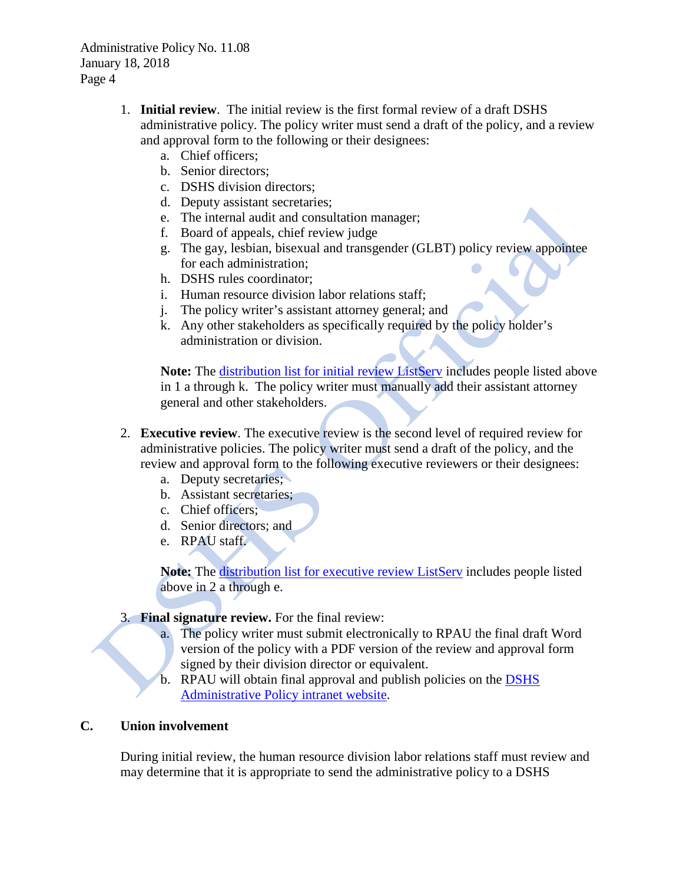1. **Initial review**. The initial review is the first formal review of a draft DSHS administrative policy. The policy writer must send a draft of the policy, and a review and approval form to the following or their designees:
   a. Chief officers;
   b. Senior directors;
   c. DSHS division directors;
   d. Deputy assistant secretaries;
   e. The internal audit and consultation manager;
   f. Board of appeals, chief review judge
   g. The gay, lesbian, bisexual and transgender (GLBT) policy review appointee for each administration;
   h. DSHS rules coordinator;
   i. Human resource division labor relations staff;
   j. The policy writer's assistant attorney general; and
   k. Any other stakeholders as specifically required by the policy holder's administration or division.

   **Note:** The distribution list for initial review ListServ includes people listed above in 1 a through k. The policy writer must manually add their assistant attorney general and other stakeholders.

2. **Executive review**. The executive review is the second level of required review for administrative policies. The policy writer must send a draft of the policy, and the review and approval form to the following executive reviewers or their designees:
   a. Deputy secretaries;
   b. Assistant secretaries;
   c. Chief officers;
   d. Senior directors; and
   e. RPAU staff.

   **Note:** The distribution list for executive review ListServ includes people listed above in 2 a through e.

3. **Final signature review.** For the final review:
   a. The policy writer must submit electronically to RPAU the final draft Word version of the policy with a PDF version of the review and approval form signed by their division director or equivalent.
   b. RPAU will obtain final approval and publish policies on the DSHS Administrative Policy intranet website.

## C. Union involvement

During initial review, the human resource division labor relations staff must review and may determine that it is appropriate to send the administrative policy to a DSHS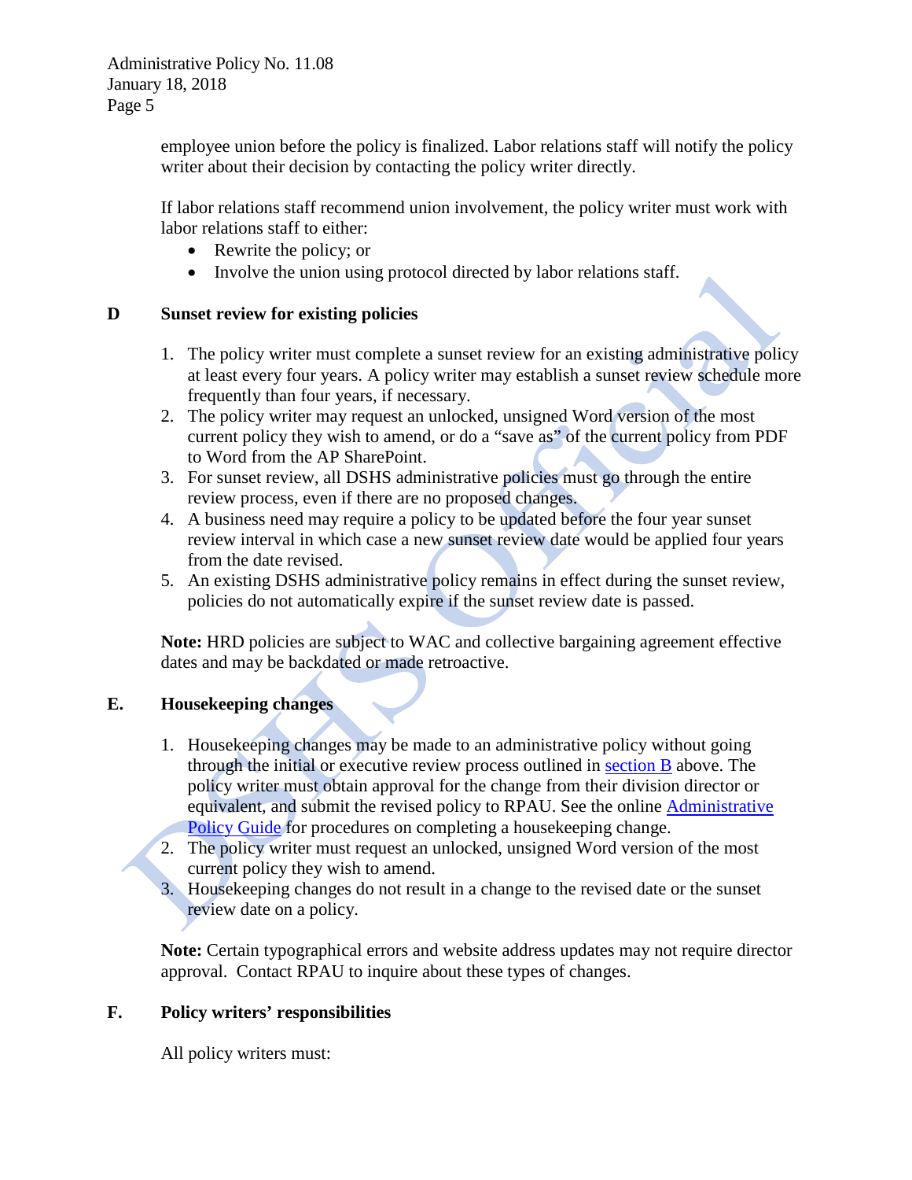employee union before the policy is finalized. Labor relations staff will notify the policy writer about their decision by contacting the policy writer directly.

If labor relations staff recommend union involvement, the policy writer must work with labor relations staff to either:

- Rewrite the policy; or
- Involve the union using protocol directed by labor relations staff.

## D Sunset review for existing policies

1. The policy writer must complete a sunset review for an existing administrative policy at least every four years. A policy writer may establish a sunset review schedule more frequently than four years, if necessary.
2. The policy writer may request an unlocked, unsigned Word version of the most current policy they wish to amend, or do a "save as" of the current policy from PDF to Word from the AP SharePoint.
3. For sunset review, all DSHS administrative policies must go through the entire review process, even if there are no proposed changes.
4. A business need may require a policy to be updated before the four year sunset review interval in which case a new sunset review date would be applied four years from the date revised.
5. An existing DSHS administrative policy remains in effect during the sunset review, policies do not automatically expire if the sunset review date is passed.

**Note:** HRD policies are subject to WAC and collective bargaining agreement effective dates and may be backdated or made retroactive.

## E. Housekeeping changes

1. Housekeeping changes may be made to an administrative policy without going through the initial or executive review process outlined in section B above. The policy writer must obtain approval for the change from their division director or equivalent, and submit the revised policy to RPAU. See the online Administrative Policy Guide for procedures on completing a housekeeping change.
2. The policy writer must request an unlocked, unsigned Word version of the most current policy they wish to amend.
3. Housekeeping changes do not result in a change to the revised date or the sunset review date on a policy.

**Note:** Certain typographical errors and website address updates may not require director approval. Contact RPAU to inquire about these types of changes.

## F. Policy writers' responsibilities

All policy writers must: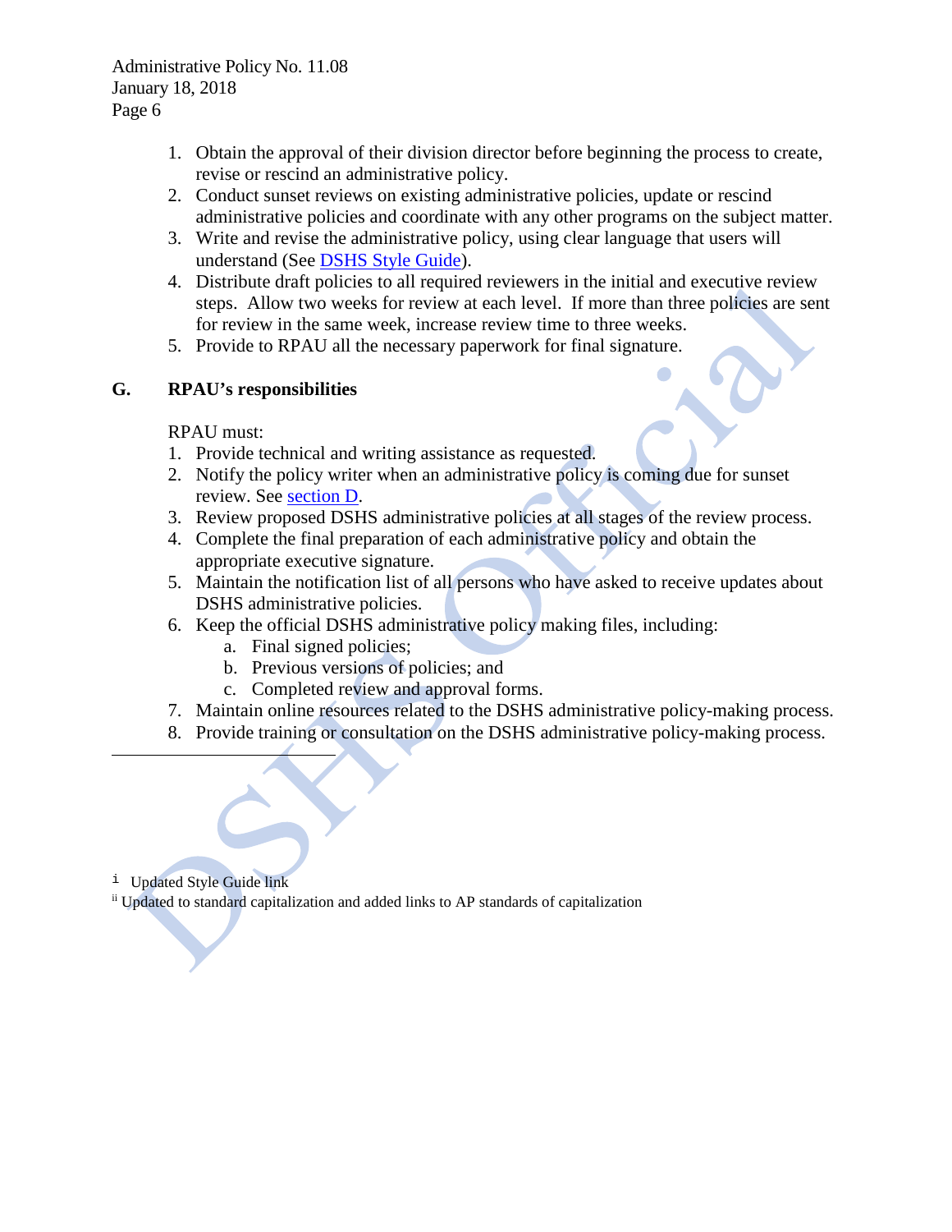1. Obtain the approval of their division director before beginning the process to create, revise or rescind an administrative policy.
2. Conduct sunset reviews on existing administrative policies, update or rescind administrative policies and coordinate with any other programs on the subject matter.
3. Write and revise the administrative policy, using clear language that users will understand (See DSHS Style Guide).
4. Distribute draft policies to all required reviewers in the initial and executive review steps. Allow two weeks for review at each level. If more than three policies are sent for review in the same week, increase review time to three weeks.
5. Provide to RPAU all the necessary paperwork for final signature.

## G. RPAU's responsibilities

RPAU must:

1. Provide technical and writing assistance as requested.
2. Notify the policy writer when an administrative policy is coming due for sunset review. See section D.
3. Review proposed DSHS administrative policies at all stages of the review process.
4. Complete the final preparation of each administrative policy and obtain the appropriate executive signature.
5. Maintain the notification list of all persons who have asked to receive updates about DSHS administrative policies.
6. Keep the official DSHS administrative policy making files, including:
   a. Final signed policies;
   b. Previous versions of policies; and
   c. Completed review and approval forms.
7. Maintain online resources related to the DSHS administrative policy-making process.
8. Provide training or consultation on the DSHS administrative policy-making process.

---

[i] Updated Style Guide link

[ii] Updated to standard capitalization and added links to AP standards of capitalization